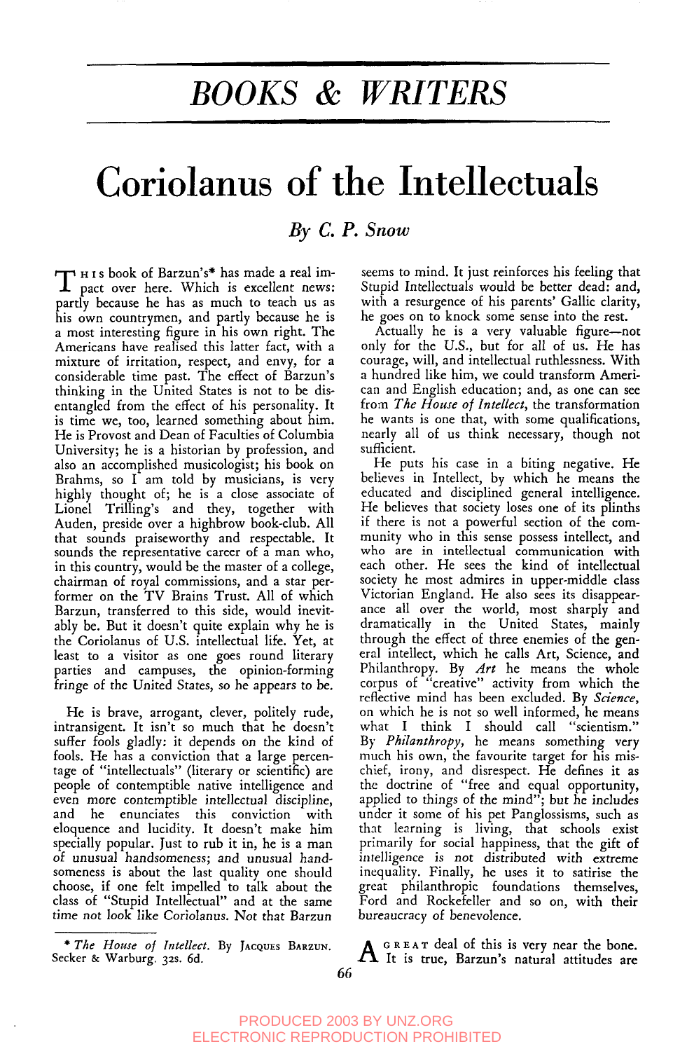# BOOKS & WRITERS

# Coriolanus of the Intellectuals

### *By C. P. Snow*

THIS book of Barzun's* has made a real impact over here. Which is excellent news: partly because he has as much to teach us as his own countrymen, and partly because he is a most interesting figure in his own right. The Americans have realised this latter fact, with a mixture of irritation, respect, and envy, for a considerable time past. The effect of Barzun's thinking in the United States is not to be disentangled from the effect of his personality. It is time we, too, learned something about him. He is Provost and Dean of Faculties of Columbia University; he is a historian by profession, and also an accomplished musicologist; his book on Brahms, so I am told by musicians, is very highly thought of; he is a close associate of Lionel Trilling's and they, together with Auden, preside over a highbrow book-club. All that sounds praiseworthy and respectable. It sounds the representative career of a man who, in this country, would be the master of a college, chairman of royal commissions, and a star performer on the TV Brains Trust. All of which Barzun, transferred to this side, would inevitably be. But it doesn't quite explain why he is the Coriolanus of U.S. intellectual life. Yet, at least to a visitor as one goes round literary parties and campuses, the opinion-forming fringe of the United States, so he appears to be.

He is brave, arrogant, clever, politely rude, intransigent. It isn't so much that he doesn't suffer fools gladly: it depends on the kind of fools. He has a conviction that a large percentage of "intellectuals" (literary or scientific) are people of contemptible native intelligence and even more contemptible intellectual discipline, and he enunciates this conviction with eloquence and lucidity. It doesn't make him specially popular. Just to rub it in, he is a man of unusual handsomeness; and unusual handsomeness is about the last quality one should choose, if one felt impelled to talk about the class of "Stupid Intellectual" and at the same time not look like Coriolanus. Not that Barzun seems to mind. It just reinforces his feeling that Stupid Intellectuals would be better dead: and, with a resurgence of his parents' Gallic clarity, he goes on to knock some sense into the rest.

Actually he is a very valuable figure—not only for the U.S., but for all of us. He has courage, will, and intellectual ruthlessness. With a hundred like him, we could transform American and English education; and, as one can see from *The House of Intellect*, the transformation he wants is one that, with some qualifications, nearly all of us think necessary, though not sufficient.

He puts his case in a biting negative. He believes in Intellect, by which he means the educated and disciplined general intelligence. He believes that society loses one of its plinths if there is not a powerful section of the community who in this sense possess intellect, and who are in intellectual communication with each other. He sees the kind of intellectual society he most admires in upper-middle class Victorian England. He also sees its disappearance all over the world, most sharply and dramatically in the United States, mainly through the effect of three enemies of the general intellect, which he calls Art, Science, and Philanthropy. By *Art* he means the whole corpus of "creative" activity from which the reflective mind has been excluded. By *Science*, on which he is not so well informed, he means what I think I should call "scientism." By *Philanthropy*, he means something very much his own, the favourite target for his mischief, irony, and disrespect. He defines it as the doctrine of "free and equal opportunity, applied to things of the mind"; but he includes under it some of his pet Panglossisms, such as that learning is living, that schools exist primarily for social happiness, that the gift of intelligence is not distributed with extreme inequality. Finally, he uses it to satirise the great philanthropic foundations themselves, Ford and Rockefeller and so on, with their bureaucracy of benevolence.

A GREAT deal of this is very near the bone. It is true, Barzun's natural attitudes are

\* *The House of Intellect*. By JACQUES BARZUN. Secker & Warburg. 32s. 6d.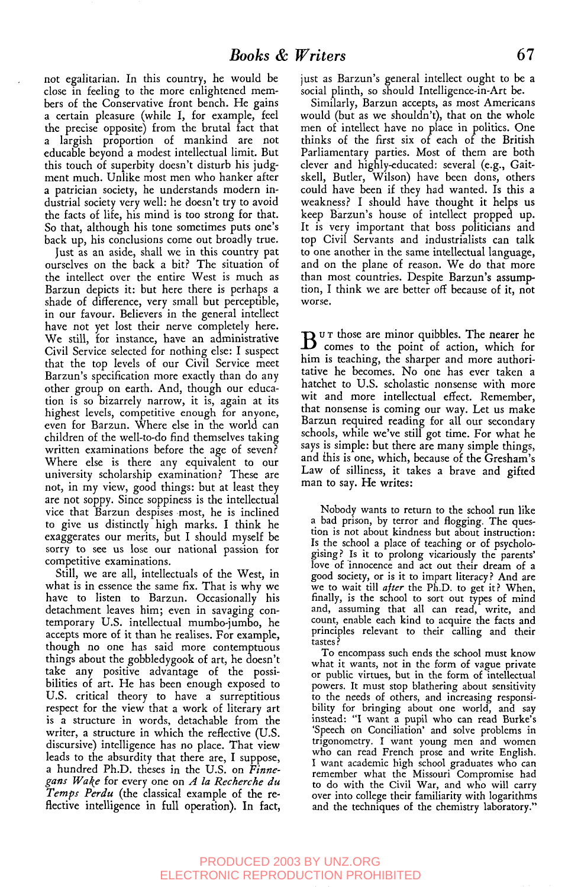not egalitarian. In this country, he would be close in feeling to the more enlightened members of the Conservative front bench. He gains a certain pleasure (while I, for example, feel the precise opposite) from the brutal fact that a largish proportion of mankind are not educable beyond a modest intellectual limit. But this touch of superbity doesn't disturb his judgment much. Unlike most men who hanker after a patrician society, he understands modern industrial society very well: he doesn't try to avoid the facts of life, his mind is too strong for that. So that, although his tone sometimes puts one's back up, his conclusions come out broadly true.

Just as an aside, shall we in this country pat ourselves on the back a bit? The situation of the intellect over the entire West is much as Barzun depicts it: but here there is perhaps a shade of difference, very small but perceptible, in our favour. Believers in the general intellect have not yet lost their nerve completely here. We still, for instance, have an administrative Civil Service selected for nothing else: I suspect that the top levels of our Civil Service meet Barzun's specification more exactly than do any other group on earth. And, though our education is so bizarrely narrow, it is, again at its highest levels, competitive enough for anyone, even for Barzun. Where else in the world can children of the well-to-do find themselves taking written examinations before the age of seven? Where else is there any equivalent to our university scholarship examination? These are not, in my view, good things: but at least they are not soppy. Since soppiness is the intellectual vice that Barzun despises most, he is inclined to give us distinctly high marks. I think he exaggerates our merits, but I should myself be sorry to see us lose our national passion for competitive examinations.

Still, we are all, intellectuals of the West, in what is in essence the same fix. That is why we have to listen to Barzun. Occasionally his detachment leaves him; even in savaging contemporary U.S. intellectual mumbo-jumbo, he accepts more of it than he realises. For example, though no one has said more contemptuous things about the gobbledygook of art, he doesn't take any positive advantage of the possibilities of art. He has been enough exposed to U.S. critical theory to have a surreptitious respect for the view that a work of literary art is a structure in words, detachable from the writer, a structure in which the reflective (U.S. discursive) intelligence has no place. That view leads to the absurdity that there are, I suppose, a hundred Ph.D. theses in the U.S. on *Finnegans Wake* for every one on *A la Recherche du Temps Perdu* (the classical example of the reflective intelligence in full operation). In fact, just as Barzun's general intellect ought to be a social plinth, so should Intelligence-in-Art be.

Similarly, Barzun accepts, as most Americans would (but as we shouldn't), that on the whole men of intellect have no place in politics. One thinks of the first six of each of the British Parliamentary parties. Most of them are both clever and highly-educated: several (e.g., Gaitskell, Butler, Wilson) have been dons, others could have been if they had wanted. Is this a weakness? I should have thought it helps us keep Barzun's house of intellect propped up. It is very important that boss politicians and top Civil Servants and industrialists can talk to one another in the same intellectual language, and on the plane of reason. We do that more than most countries. Despite Barzun's assumption, I think we are better off because of it, not worse.

But those are minor quibbles. The nearer he comes to the point of action, which for him is teaching, the sharper and more authoritative he becomes. No one has ever taken a hatchet to U.S. scholastic nonsense with more wit and more intellectual effect. Remember, that nonsense is coming our way. Let us make Barzun required reading for all our secondary schools, while we've still got time. For what he says is simple: but there are many simple things, and this is one, which, because of the Gresham's Law of silliness, it takes a brave and gifted man to say. He writes:

> Nobody wants to return to the school run like a bad prison, by terror and flogging. The question is not about kindness but about instruction: Is the school a place of teaching or of psychologising? Is it to prolong vicariously the parents' love of innocence and act out their dream of a good society, or is it to impart literacy? And are we to wait till *after* the Ph.D. to get it? When, finally, is the school to sort out types of mind and, assuming that all can read, write, and count, enable each kind to acquire the facts and principles relevant to their calling and their tastes?
>
> To encompass such ends the school must know what it wants, not in the form of vague private or public virtues, but in the form of intellectual powers. It must stop blathering about sensitivity to the needs of others, and increasing responsibility for bringing about one world, and say instead: "I want a pupil who can read Burke's 'Speech on Conciliation' and solve problems in trigonometry. I want young men and women who can read French prose and write English. I want academic high school graduates who can remember what the Missouri Compromise had to do with the Civil War, and who will carry over into college their familiarity with logarithms and the techniques of the chemistry laboratory."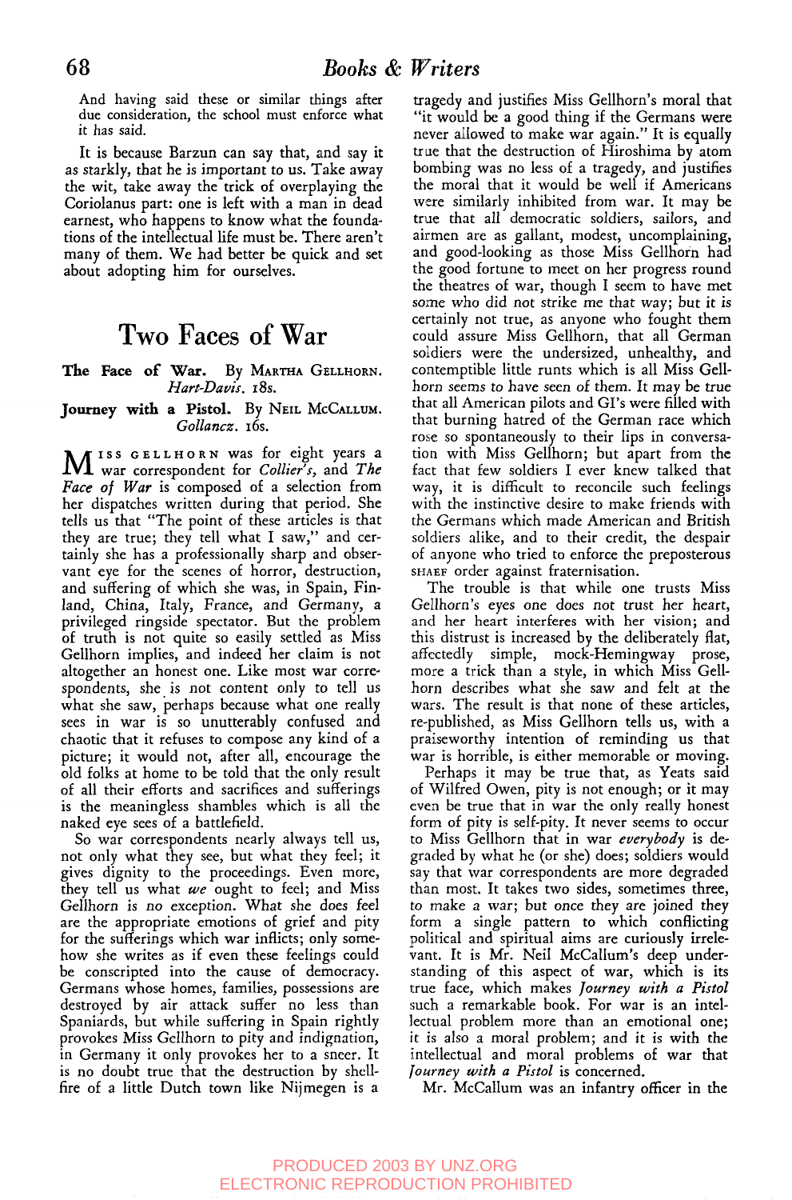And having said these or similar things after due consideration, the school must enforce what it has said.

It is because Barzun can say that, and say it as starkly, that he is important to us. Take away the wit, take away the trick of overplaying the Coriolanus part: one is left with a man in dead earnest, who happens to know what the foundations of the intellectual life must be. There aren't many of them. We had better be quick and set about adopting him for ourselves.

# Two Faces of War

**The Face of War.** By MARTHA GELLHORN. *Hart-Davis.* 18s.

**Journey with a Pistol.** By NEIL MCCALLUM. *Gollancz.* 16s.

MISS GELLHORN was for eight years a war correspondent for *Collier's*, and *The Face of War* is composed of a selection from her dispatches written during that period. She tells us that "The point of these articles is that they are true; they tell what I saw," and certainly she has a professionally sharp and observant eye for the scenes of horror, destruction, and suffering of which she was, in Spain, Finland, China, Italy, France, and Germany, a privileged ringside spectator. But the problem of truth is not quite so easily settled as Miss Gellhorn implies, and indeed her claim is not altogether an honest one. Like most war correspondents, she is not content only to tell us what she saw, perhaps because what one really sees in war is so unutterably confused and chaotic that it refuses to compose any kind of a picture; it would not, after all, encourage the old folks at home to be told that the only result of all their efforts and sacrifices and sufferings is the meaningless shambles which is all the naked eye sees of a battlefield.

So war correspondents nearly always tell us, not only what they see, but what they feel; it gives dignity to the proceedings. Even more, they tell us what *we* ought to feel; and Miss Gellhorn is no exception. What she does feel are the appropriate emotions of grief and pity for the sufferings which war inflicts; only somehow she writes as if even these feelings could be conscripted into the cause of democracy. Germans whose homes, families, possessions are destroyed by air attack suffer no less than Spaniards, but while suffering in Spain rightly provokes Miss Gellhorn to pity and indignation, in Germany it only provokes her to a sneer. It is no doubt true that the destruction by shell-fire of a little Dutch town like Nijmegen is a tragedy and justifies Miss Gellhorn's moral that "it would be a good thing if the Germans were never allowed to make war again." It is equally true that the destruction of Hiroshima by atom bombing was no less of a tragedy, and justifies the moral that it would be well if Americans were similarly inhibited from war. It may be true that all democratic soldiers, sailors, and airmen are as gallant, modest, uncomplaining, and good-looking as those Miss Gellhorn had the good fortune to meet on her progress round the theatres of war, though I seem to have met some who did not strike me that way; but it is certainly not true, as anyone who fought them could assure Miss Gellhorn, that all German soldiers were the undersized, unhealthy, and contemptible little runts which is all Miss Gellhorn seems to have seen of them. It may be true that all American pilots and GI's were filled with that burning hatred of the German race which rose so spontaneously to their lips in conversation with Miss Gellhorn; but apart from the fact that few soldiers I ever knew talked that way, it is difficult to reconcile such feelings with the instinctive desire to make friends with the Germans which made American and British soldiers alike, and to their credit, the despair of anyone who tried to enforce the preposterous SHAEF order against fraternisation.

The trouble is that while one trusts Miss Gellhorn's eyes one does not trust her heart, and her heart interferes with her vision; and this distrust is increased by the deliberately flat, affectedly simple, mock-Hemingway prose, more a trick than a style, in which Miss Gellhorn describes what she saw and felt at the wars. The result is that none of these articles, re-published, as Miss Gellhorn tells us, with a praiseworthy intention of reminding us that war is horrible, is either memorable or moving.

Perhaps it may be true that, as Yeats said of Wilfred Owen, pity is not enough; or it may even be true that in war the only really honest form of pity is self-pity. It never seems to occur to Miss Gellhorn that in war *everybody* is degraded by what he (or she) does; soldiers would say that war correspondents are more degraded than most. It takes two sides, sometimes three, to make a war; but once they are joined they form a single pattern to which conflicting political and spiritual aims are curiously irrelevant. It is Mr. Neil McCallum's deep understanding of this aspect of war, which is its true face, which makes *Journey with a Pistol* such a remarkable book. For war is an intellectual problem more than an emotional one; it is also a moral problem; and it is with the intellectual and moral problems of war that *Journey with a Pistol* is concerned.

Mr. McCallum was an infantry officer in the